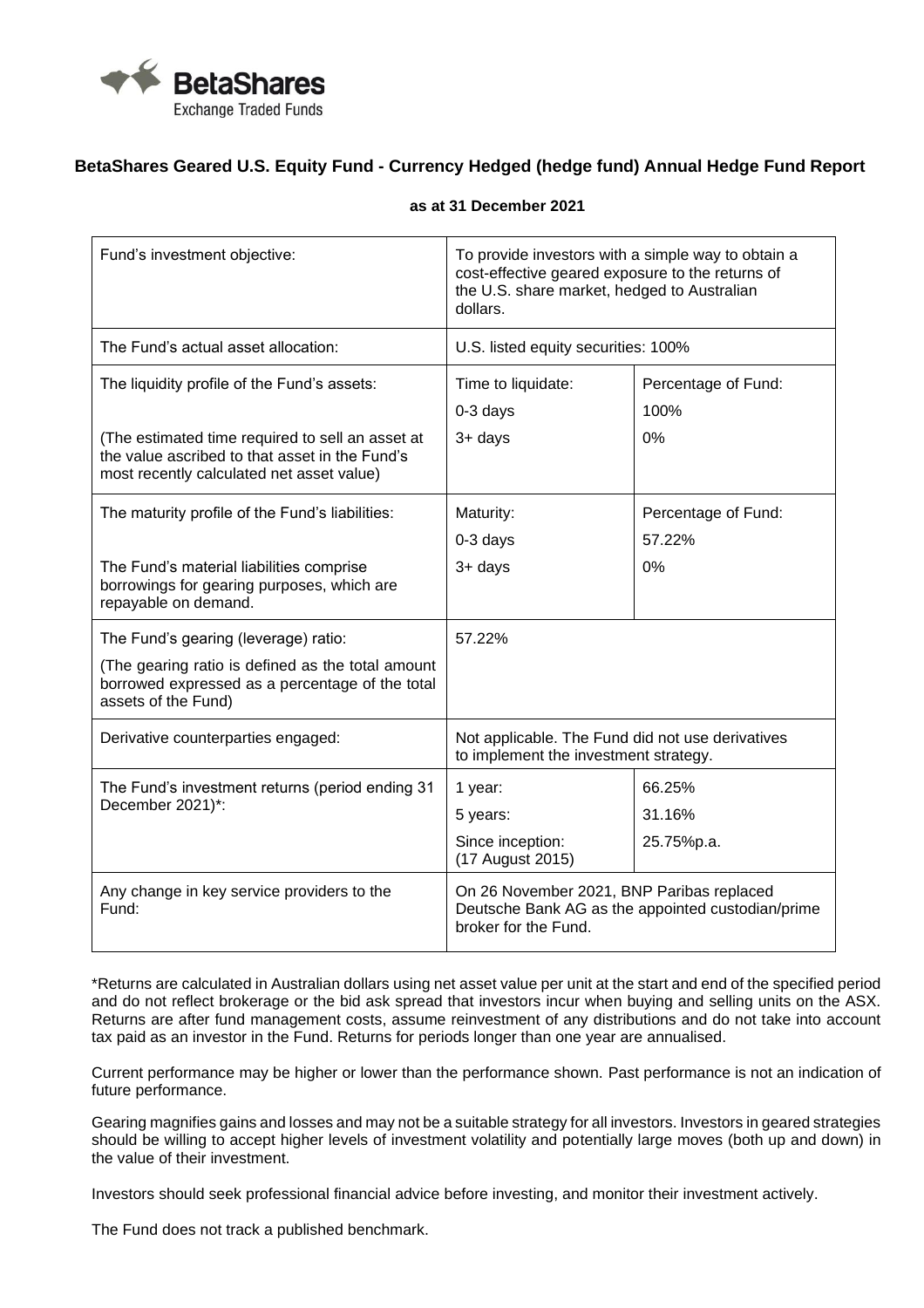# BetaShares Geared U.S. Equity Fund - Currency Hedged (hedge fund) Annual Hedge Fund Report

**as at 31 December 2021**

| | | |
|---|---|---|
| Fund's investment objective: | To provide investors with a simple way to obtain a cost-effective geared exposure to the returns of the U.S. share market, hedged to Australian dollars. | |
| The Fund's actual asset allocation: | U.S. listed equity securities: 100% | |
| The liquidity profile of the Fund's assets:<br><br>(The estimated time required to sell an asset at the value ascribed to that asset in the Fund's most recently calculated net asset value) | Time to liquidate:<br>0-3 days<br>3+ days | Percentage of Fund:<br>100%<br>0% |
| The maturity profile of the Fund's liabilities:<br><br>The Fund's material liabilities comprise borrowings for gearing purposes, which are repayable on demand. | Maturity:<br>0-3 days<br>3+ days | Percentage of Fund:<br>57.22%<br>0% |
| The Fund's gearing (leverage) ratio:<br><br>(The gearing ratio is defined as the total amount borrowed expressed as a percentage of the total assets of the Fund) | 57.22% | |
| Derivative counterparties engaged: | Not applicable. The Fund did not use derivatives to implement the investment strategy. | |
| The Fund's investment returns (period ending 31 December 2021)*: | 1 year:<br>5 years:<br>Since inception: (17 August 2015) | 66.25%<br>31.16%<br>25.75%p.a. |
| Any change in key service providers to the Fund: | On 26 November 2021, BNP Paribas replaced Deutsche Bank AG as the appointed custodian/prime broker for the Fund. | |

*Returns are calculated in Australian dollars using net asset value per unit at the start and end of the specified period and do not reflect brokerage or the bid ask spread that investors incur when buying and selling units on the ASX. Returns are after fund management costs, assume reinvestment of any distributions and do not take into account tax paid as an investor in the Fund. Returns for periods longer than one year are annualised.

Current performance may be higher or lower than the performance shown. Past performance is not an indication of future performance.

Gearing magnifies gains and losses and may not be a suitable strategy for all investors. Investors in geared strategies should be willing to accept higher levels of investment volatility and potentially large moves (both up and down) in the value of their investment.

Investors should seek professional financial advice before investing, and monitor their investment actively.

The Fund does not track a published benchmark.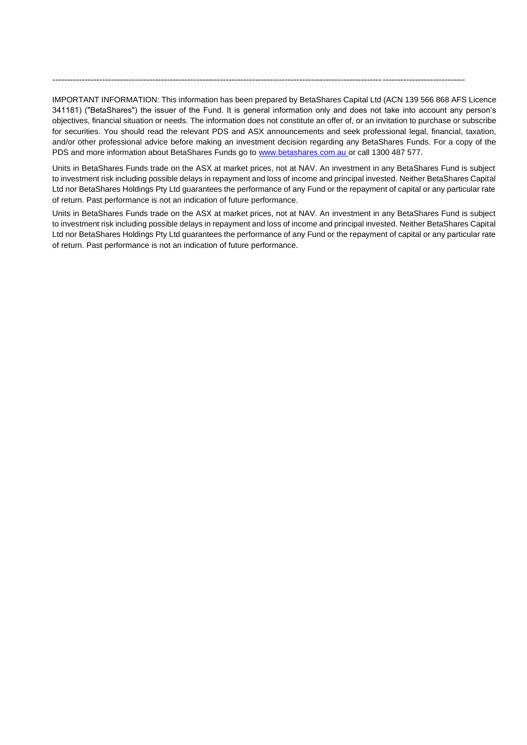---

IMPORTANT INFORMATION: This information has been prepared by BetaShares Capital Ltd (ACN 139 566 868 AFS Licence 341181) ("BetaShares") the issuer of the Fund. It is general information only and does not take into account any person's objectives, financial situation or needs. The information does not constitute an offer of, or an invitation to purchase or subscribe for securities. You should read the relevant PDS and ASX announcements and seek professional legal, financial, taxation, and/or other professional advice before making an investment decision regarding any BetaShares Funds. For a copy of the PDS and more information about BetaShares Funds go to [www.betashares.com.au](http://www.betashares.com.au) or call 1300 487 577.

Units in BetaShares Funds trade on the ASX at market prices, not at NAV. An investment in any BetaShares Fund is subject to investment risk including possible delays in repayment and loss of income and principal invested. Neither BetaShares Capital Ltd nor BetaShares Holdings Pty Ltd guarantees the performance of any Fund or the repayment of capital or any particular rate of return. Past performance is not an indication of future performance.

Units in BetaShares Funds trade on the ASX at market prices, not at NAV. An investment in any BetaShares Fund is subject to investment risk including possible delays in repayment and loss of income and principal invested. Neither BetaShares Capital Ltd nor BetaShares Holdings Pty Ltd guarantees the performance of any Fund or the repayment of capital or any particular rate of return. Past performance is not an indication of future performance.